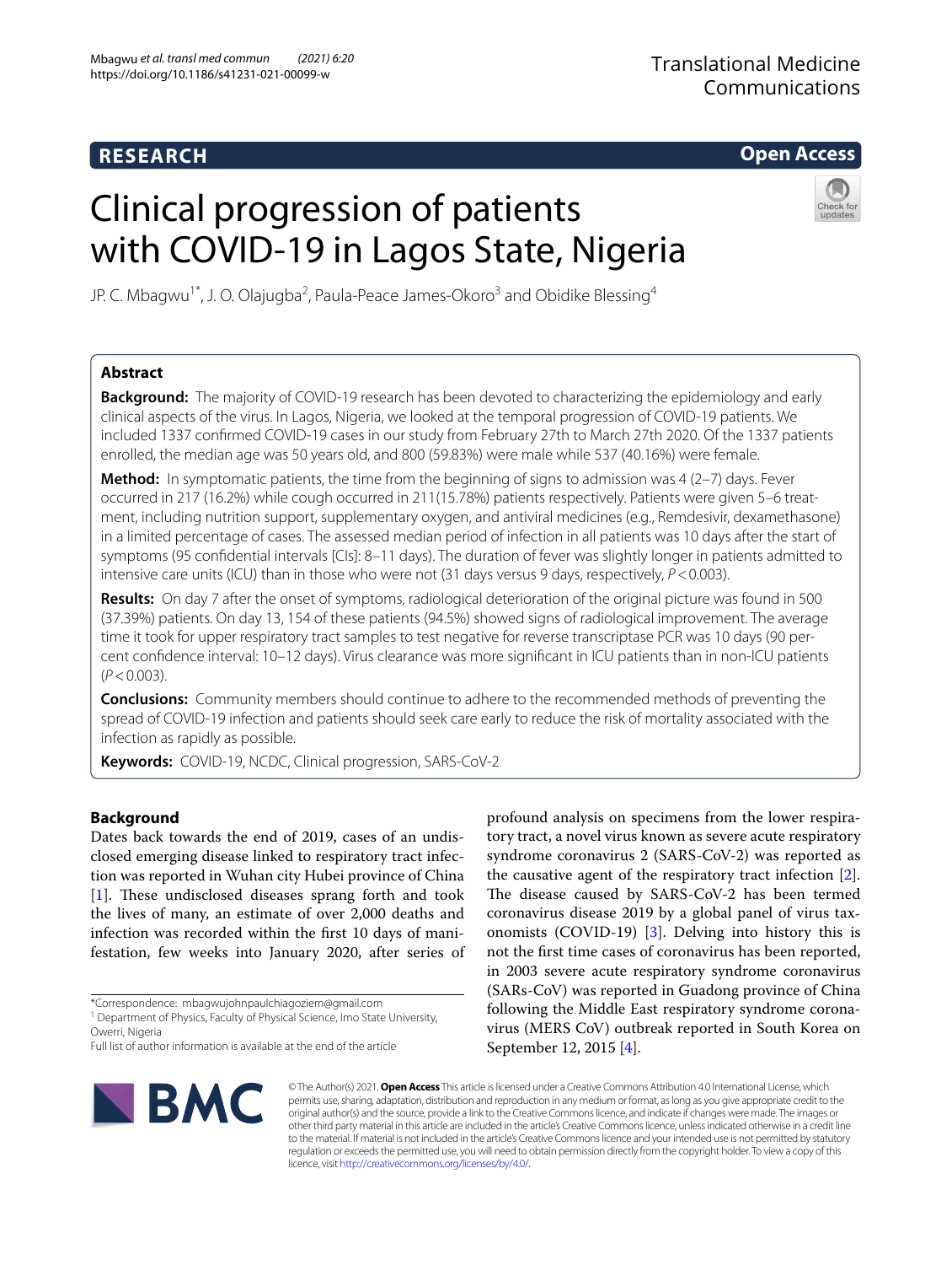RESEARCH

Open Access

# Clinical progression of patients with COVID-19 in Lagos State, Nigeria

JP. C. Mbagwu[1*], J. O. Olajugba[2], Paula-Peace James-Okoro[3] and Obidike Blessing[4]

## Abstract

**Background:** The majority of COVID-19 research has been devoted to characterizing the epidemiology and early clinical aspects of the virus. In Lagos, Nigeria, we looked at the temporal progression of COVID-19 patients. We included 1337 confirmed COVID-19 cases in our study from February 27th to March 27th 2020. Of the 1337 patients enrolled, the median age was 50 years old, and 800 (59.83%) were male while 537 (40.16%) were female.

**Method:** In symptomatic patients, the time from the beginning of signs to admission was 4 (2–7) days. Fever occurred in 217 (16.2%) while cough occurred in 211(15.78%) patients respectively. Patients were given 5–6 treatment, including nutrition support, supplementary oxygen, and antiviral medicines (e.g., Remdesivir, dexamethasone) in a limited percentage of cases. The assessed median period of infection in all patients was 10 days after the start of symptoms (95 confidential intervals [CIs]: 8–11 days). The duration of fever was slightly longer in patients admitted to intensive care units (ICU) than in those who were not (31 days versus 9 days, respectively, $P < 0.003$).

**Results:** On day 7 after the onset of symptoms, radiological deterioration of the original picture was found in 500 (37.39%) patients. On day 13, 154 of these patients (94.5%) showed signs of radiological improvement. The average time it took for upper respiratory tract samples to test negative for reverse transcriptase PCR was 10 days (90 percent confidence interval: 10–12 days). Virus clearance was more significant in ICU patients than in non-ICU patients ($P < 0.003$).

**Conclusions:** Community members should continue to adhere to the recommended methods of preventing the spread of COVID-19 infection and patients should seek care early to reduce the risk of mortality associated with the infection as rapidly as possible.

**Keywords:** COVID-19, NCDC, Clinical progression, SARS-CoV-2

## Background

Dates back towards the end of 2019, cases of an undisclosed emerging disease linked to respiratory tract infection was reported in Wuhan city Hubei province of China [1]. These undisclosed diseases sprang forth and took the lives of many, an estimate of over 2,000 deaths and infection was recorded within the first 10 days of manifestation, few weeks into January 2020, after series of profound analysis on specimens from the lower respiratory tract, a novel virus known as severe acute respiratory syndrome coronavirus 2 (SARS-CoV-2) was reported as the causative agent of the respiratory tract infection [2]. The disease caused by SARS-CoV-2 has been termed coronavirus disease 2019 by a global panel of virus taxonomists (COVID-19) [3]. Delving into history this is not the first time cases of coronavirus has been reported, in 2003 severe acute respiratory syndrome coronavirus (SARs-CoV) was reported in Guadong province of China following the Middle East respiratory syndrome coronavirus (MERS CoV) outbreak reported in South Korea on September 12, 2015 [4].

*Correspondence: mbagwujohnpaulchiagoziem@gmail.com
[1] Department of Physics, Faculty of Physical Science, Imo State University, Owerri, Nigeria
Full list of author information is available at the end of the article

© The Author(s) 2021. **Open Access** This article is licensed under a Creative Commons Attribution 4.0 International License, which permits use, sharing, adaptation, distribution and reproduction in any medium or format, as long as you give appropriate credit to the original author(s) and the source, provide a link to the Creative Commons licence, and indicate if changes were made. The images or other third party material in this article are included in the article's Creative Commons licence, unless indicated otherwise in a credit line to the material. If material is not included in the article's Creative Commons licence and your intended use is not permitted by statutory regulation or exceeds the permitted use, you will need to obtain permission directly from the copyright holder. To view a copy of this licence, visit http://creativecommons.org/licenses/by/4.0/.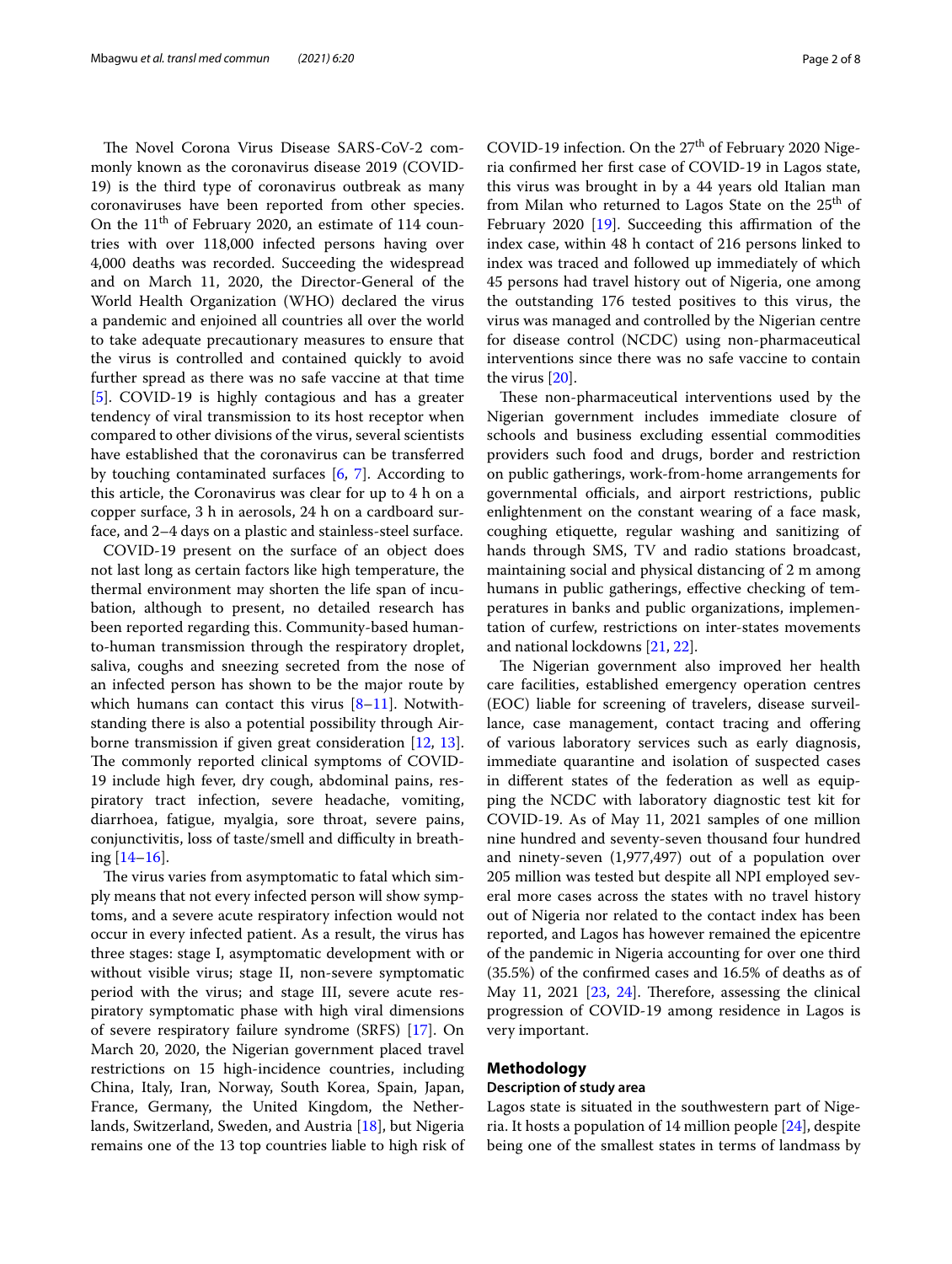The Novel Corona Virus Disease SARS-CoV-2 commonly known as the coronavirus disease 2019 (COVID-19) is the third type of coronavirus outbreak as many coronaviruses have been reported from other species. On the 11th of February 2020, an estimate of 114 countries with over 118,000 infected persons having over 4,000 deaths was recorded. Succeeding the widespread and on March 11, 2020, the Director-General of the World Health Organization (WHO) declared the virus a pandemic and enjoined all countries all over the world to take adequate precautionary measures to ensure that the virus is controlled and contained quickly to avoid further spread as there was no safe vaccine at that time [5]. COVID-19 is highly contagious and has a greater tendency of viral transmission to its host receptor when compared to other divisions of the virus, several scientists have established that the coronavirus can be transferred by touching contaminated surfaces [6, 7]. According to this article, the Coronavirus was clear for up to 4 h on a copper surface, 3 h in aerosols, 24 h on a cardboard surface, and 2–4 days on a plastic and stainless-steel surface.

COVID-19 present on the surface of an object does not last long as certain factors like high temperature, the thermal environment may shorten the life span of incubation, although to present, no detailed research has been reported regarding this. Community-based human-to-human transmission through the respiratory droplet, saliva, coughs and sneezing secreted from the nose of an infected person has shown to be the major route by which humans can contact this virus [8–11]. Notwithstanding there is also a potential possibility through Airborne transmission if given great consideration [12, 13]. The commonly reported clinical symptoms of COVID-19 include high fever, dry cough, abdominal pains, respiratory tract infection, severe headache, vomiting, diarrhoea, fatigue, myalgia, sore throat, severe pains, conjunctivitis, loss of taste/smell and difficulty in breathing [14–16].

The virus varies from asymptomatic to fatal which simply means that not every infected person will show symptoms, and a severe acute respiratory infection would not occur in every infected patient. As a result, the virus has three stages: stage I, asymptomatic development with or without visible virus; stage II, non-severe symptomatic period with the virus; and stage III, severe acute respiratory symptomatic phase with high viral dimensions of severe respiratory failure syndrome (SRFS) [17]. On March 20, 2020, the Nigerian government placed travel restrictions on 15 high-incidence countries, including China, Italy, Iran, Norway, South Korea, Spain, Japan, France, Germany, the United Kingdom, the Netherlands, Switzerland, Sweden, and Austria [18], but Nigeria remains one of the 13 top countries liable to high risk of COVID-19 infection. On the 27th of February 2020 Nigeria confirmed her first case of COVID-19 in Lagos state, this virus was brought in by a 44 years old Italian man from Milan who returned to Lagos State on the 25th of February 2020 [19]. Succeeding this affirmation of the index case, within 48 h contact of 216 persons linked to index was traced and followed up immediately of which 45 persons had travel history out of Nigeria, one among the outstanding 176 tested positives to this virus, the virus was managed and controlled by the Nigerian centre for disease control (NCDC) using non-pharmaceutical interventions since there was no safe vaccine to contain the virus [20].

These non-pharmaceutical interventions used by the Nigerian government includes immediate closure of schools and business excluding essential commodities providers such food and drugs, border and restriction on public gatherings, work-from-home arrangements for governmental officials, and airport restrictions, public enlightenment on the constant wearing of a face mask, coughing etiquette, regular washing and sanitizing of hands through SMS, TV and radio stations broadcast, maintaining social and physical distancing of 2 m among humans in public gatherings, effective checking of temperatures in banks and public organizations, implementation of curfew, restrictions on inter-states movements and national lockdowns [21, 22].

The Nigerian government also improved her health care facilities, established emergency operation centres (EOC) liable for screening of travelers, disease surveillance, case management, contact tracing and offering of various laboratory services such as early diagnosis, immediate quarantine and isolation of suspected cases in different states of the federation as well as equipping the NCDC with laboratory diagnostic test kit for COVID-19. As of May 11, 2021 samples of one million nine hundred and seventy-seven thousand four hundred and ninety-seven (1,977,497) out of a population over 205 million was tested but despite all NPI employed several more cases across the states with no travel history out of Nigeria nor related to the contact index has been reported, and Lagos has however remained the epicentre of the pandemic in Nigeria accounting for over one third (35.5%) of the confirmed cases and 16.5% of deaths as of May 11, 2021 [23, 24]. Therefore, assessing the clinical progression of COVID-19 among residence in Lagos is very important.

## Methodology

### Description of study area

Lagos state is situated in the southwestern part of Nigeria. It hosts a population of 14 million people [24], despite being one of the smallest states in terms of landmass by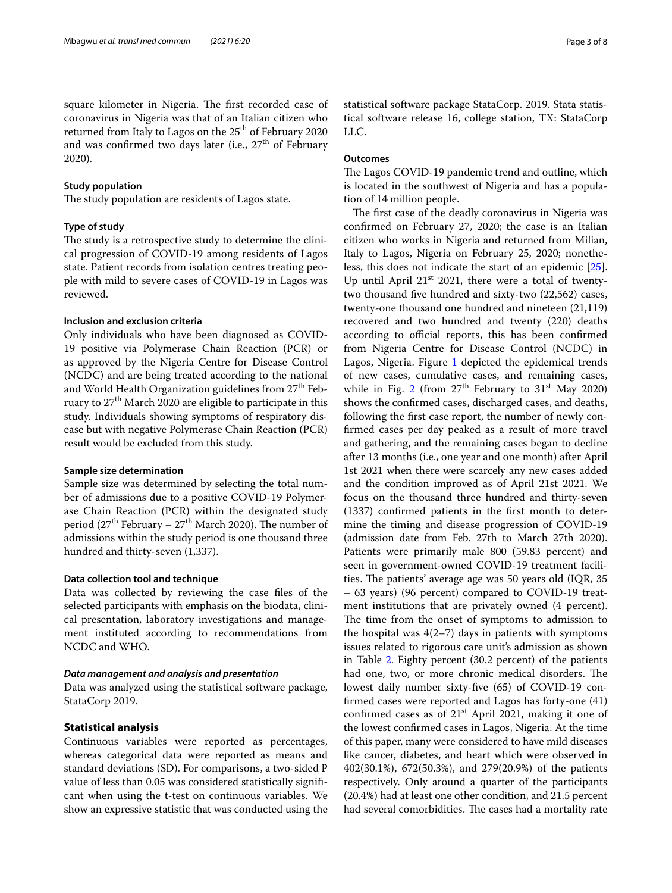square kilometer in Nigeria. The first recorded case of coronavirus in Nigeria was that of an Italian citizen who returned from Italy to Lagos on the 25th of February 2020 and was confirmed two days later (i.e., 27th of February 2020).

### Study population

The study population are residents of Lagos state.

### Type of study

The study is a retrospective study to determine the clinical progression of COVID-19 among residents of Lagos state. Patient records from isolation centres treating people with mild to severe cases of COVID-19 in Lagos was reviewed.

### Inclusion and exclusion criteria

Only individuals who have been diagnosed as COVID-19 positive via Polymerase Chain Reaction (PCR) or as approved by the Nigeria Centre for Disease Control (NCDC) and are being treated according to the national and World Health Organization guidelines from 27th February to 27th March 2020 are eligible to participate in this study. Individuals showing symptoms of respiratory disease but with negative Polymerase Chain Reaction (PCR) result would be excluded from this study.

### Sample size determination

Sample size was determined by selecting the total number of admissions due to a positive COVID-19 Polymerase Chain Reaction (PCR) within the designated study period (27th February – 27th March 2020). The number of admissions within the study period is one thousand three hundred and thirty-seven (1,337).

### Data collection tool and technique

Data was collected by reviewing the case files of the selected participants with emphasis on the biodata, clinical presentation, laboratory investigations and management instituted according to recommendations from NCDC and WHO.

#### *Data management and analysis and presentation*

Data was analyzed using the statistical software package, StataCorp 2019.

## Statistical analysis

Continuous variables were reported as percentages, whereas categorical data were reported as means and standard deviations (SD). For comparisons, a two-sided P value of less than 0.05 was considered statistically significant when using the t-test on continuous variables. We show an expressive statistic that was conducted using the statistical software package StataCorp. 2019. Stata statistical software release 16, college station, TX: StataCorp LLC.

### Outcomes

The Lagos COVID-19 pandemic trend and outline, which is located in the southwest of Nigeria and has a population of 14 million people.

The first case of the deadly coronavirus in Nigeria was confirmed on February 27, 2020; the case is an Italian citizen who works in Nigeria and returned from Milian, Italy to Lagos, Nigeria on February 25, 2020; nonetheless, this does not indicate the start of an epidemic [25]. Up until April 21st 2021, there were a total of twenty-two thousand five hundred and sixty-two (22,562) cases, twenty-one thousand one hundred and nineteen (21,119) recovered and two hundred and twenty (220) deaths according to official reports, this has been confirmed from Nigeria Centre for Disease Control (NCDC) in Lagos, Nigeria. Figure 1 depicted the epidemical trends of new cases, cumulative cases, and remaining cases, while in Fig. 2 (from 27th February to 31st May 2020) shows the confirmed cases, discharged cases, and deaths, following the first case report, the number of newly confirmed cases per day peaked as a result of more travel and gathering, and the remaining cases began to decline after 13 months (i.e., one year and one month) after April 1st 2021 when there were scarcely any new cases added and the condition improved as of April 21st 2021. We focus on the thousand three hundred and thirty-seven (1337) confirmed patients in the first month to determine the timing and disease progression of COVID-19 (admission date from Feb. 27th to March 27th 2020). Patients were primarily male 800 (59.83 percent) and seen in government-owned COVID-19 treatment facilities. The patients' average age was 50 years old (IQR, 35 – 63 years) (96 percent) compared to COVID-19 treatment institutions that are privately owned (4 percent). The time from the onset of symptoms to admission to the hospital was 4(2–7) days in patients with symptoms issues related to rigorous care unit's admission as shown in Table 2. Eighty percent (30.2 percent) of the patients had one, two, or more chronic medical disorders. The lowest daily number sixty-five (65) of COVID-19 confirmed cases were reported and Lagos has forty-one (41) confirmed cases as of 21st April 2021, making it one of the lowest confirmed cases in Lagos, Nigeria. At the time of this paper, many were considered to have mild diseases like cancer, diabetes, and heart which were observed in 402(30.1%), 672(50.3%), and 279(20.9%) of the patients respectively. Only around a quarter of the participants (20.4%) had at least one other condition, and 21.5 percent had several comorbidities. The cases had a mortality rate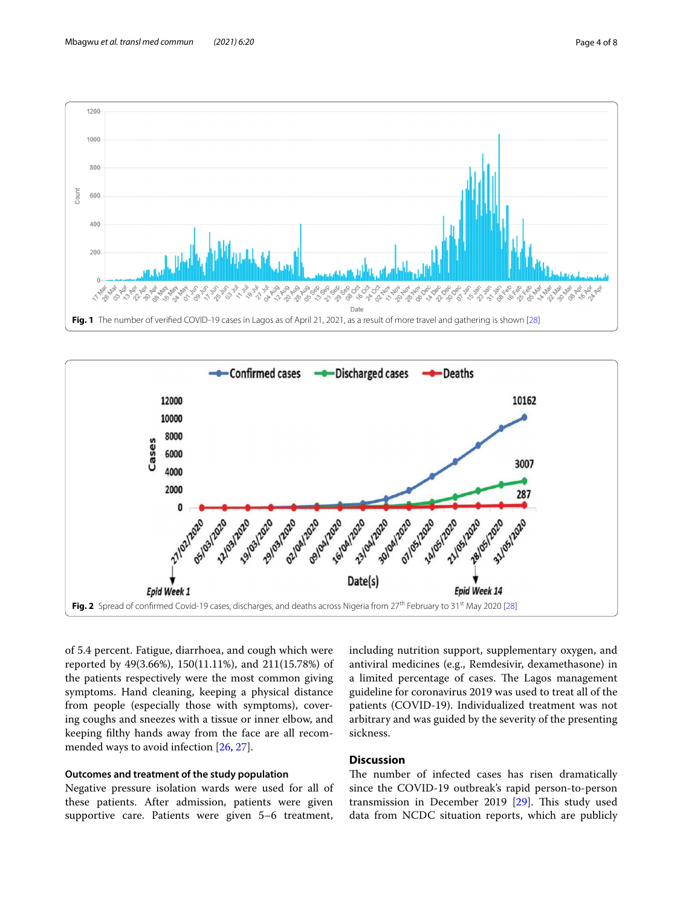Fig. 1 The number of verified COVID-19 cases in Lagos as of April 21, 2021, as a result of more travel and gathering is shown [28]

Fig. 2 Spread of confirmed Covid-19 cases, discharges, and deaths across Nigeria from 27th February to 31st May 2020 [28]

of 5.4 percent. Fatigue, diarrhoea, and cough which were reported by 49(3.66%), 150(11.11%), and 211(15.78%) of the patients respectively were the most common giving symptoms. Hand cleaning, keeping a physical distance from people (especially those with symptoms), covering coughs and sneezes with a tissue or inner elbow, and keeping filthy hands away from the face are all recommended ways to avoid infection [26, 27].

### Outcomes and treatment of the study population

Negative pressure isolation wards were used for all of these patients. After admission, patients were given supportive care. Patients were given 5–6 treatment, including nutrition support, supplementary oxygen, and antiviral medicines (e.g., Remdesivir, dexamethasone) in a limited percentage of cases. The Lagos management guideline for coronavirus 2019 was used to treat all of the patients (COVID-19). Individualized treatment was not arbitrary and was guided by the severity of the presenting sickness.

## Discussion

The number of infected cases has risen dramatically since the COVID-19 outbreak's rapid person-to-person transmission in December 2019 [29]. This study used data from NCDC situation reports, which are publicly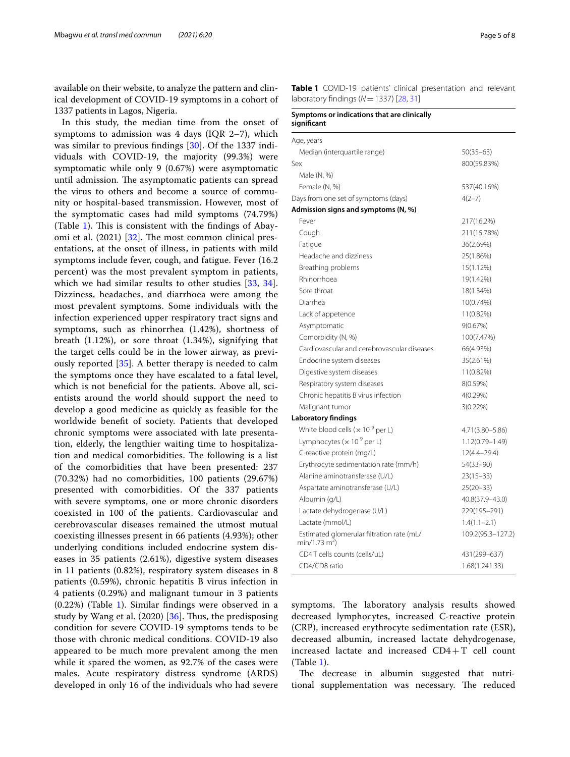available on their website, to analyze the pattern and clinical development of COVID-19 symptoms in a cohort of 1337 patients in Lagos, Nigeria.

In this study, the median time from the onset of symptoms to admission was 4 days (IQR 2–7), which was similar to previous findings [30]. Of the 1337 individuals with COVID-19, the majority (99.3%) were symptomatic while only 9 (0.67%) were asymptomatic until admission. The asymptomatic patients can spread the virus to others and become a source of community or hospital-based transmission. However, most of the symptomatic cases had mild symptoms (74.79%) (Table 1). This is consistent with the findings of Abayomi et al. (2021) [32]. The most common clinical presentations, at the onset of illness, in patients with mild symptoms include fever, cough, and fatigue. Fever (16.2 percent) was the most prevalent symptom in patients, which we had similar results to other studies [33, 34]. Dizziness, headaches, and diarrhoea were among the most prevalent symptoms. Some individuals with the infection experienced upper respiratory tract signs and symptoms, such as rhinorrhea (1.42%), shortness of breath (1.12%), or sore throat (1.34%), signifying that the target cells could be in the lower airway, as previously reported [35]. A better therapy is needed to calm the symptoms once they have escalated to a fatal level, which is not beneficial for the patients. Above all, scientists around the world should support the need to develop a good medicine as quickly as feasible for the worldwide benefit of society. Patients that developed chronic symptoms were associated with late presentation, elderly, the lengthier waiting time to hospitalization and medical comorbidities. The following is a list of the comorbidities that have been presented: 237 (70.32%) had no comorbidities, 100 patients (29.67%) presented with comorbidities. Of the 337 patients with severe symptoms, one or more chronic disorders coexisted in 100 of the patients. Cardiovascular and cerebrovascular diseases remained the utmost mutual coexisting illnesses present in 66 patients (4.93%); other underlying conditions included endocrine system diseases in 35 patients (2.61%), digestive system diseases in 11 patients (0.82%), respiratory system diseases in 8 patients (0.59%), chronic hepatitis B virus infection in 4 patients (0.29%) and malignant tumour in 3 patients (0.22%) (Table 1). Similar findings were observed in a study by Wang et al. (2020) [36]. Thus, the predisposing condition for severe COVID-19 symptoms tends to be those with chronic medical conditions. COVID-19 also appeared to be much more prevalent among the men while it spared the women, as 92.7% of the cases were males. Acute respiratory distress syndrome (ARDS) developed in only 16 of the individuals who had severe symptoms. The laboratory analysis results showed decreased lymphocytes, increased C-reactive protein (CRP), increased erythrocyte sedimentation rate (ESR), decreased albumin, increased lactate dehydrogenase, increased lactate and increased CD4 + T cell count (Table 1).

The decrease in albumin suggested that nutritional supplementation was necessary. The reduced

**Table 1** COVID-19 patients' clinical presentation and relevant laboratory findings ($N = 1337$) [28, 31]

| **Symptoms or indications that are clinically significant** | |
|---|---|
| Age, years | |
| Median (interquartile range) | 50(35–63) |
| Sex | 800(59.83%) |
| Male (N, %) | |
| Female (N, %) | 537(40.16%) |
| Days from one set of symptoms (days) | 4(2–7) |
| **Admission signs and symptoms (N, %)** | |
| Fever | 217(16.2%) |
| Cough | 211(15.78%) |
| Fatigue | 36(2.69%) |
| Headache and dizziness | 25(1.86%) |
| Breathing problems | 15(1.12%) |
| Rhinorrhoea | 19(1.42%) |
| Sore throat | 18(1.34%) |
| Diarrhea | 10(0.74%) |
| Lack of appetence | 11(0.82%) |
| Asymptomatic | 9(0.67%) |
| Comorbidity (N, %) | 100(7.47%) |
| Cardiovascular and cerebrovascular diseases | 66(4.93%) |
| Endocrine system diseases | 35(2.61%) |
| Digestive system diseases | 11(0.82%) |
| Respiratory system diseases | 8(0.59%) |
| Chronic hepatitis B virus infection | 4(0.29%) |
| Malignant tumor | 3(0.22%) |
| **Laboratory findings** | |
| White blood cells ($\times 10^9$ per L) | 4.71(3.80–5.86) |
| Lymphocytes ($\times 10^9$ per L) | 1.12(0.79–1.49) |
| C-reactive protein (mg/L) | 12(4.4–29.4) |
| Erythrocyte sedimentation rate (mm/h) | 54(33–90) |
| Alanine aminotransferase (U/L) | 23(15–33) |
| Aspartate aminotransferase (U/L) | 25(20–33) |
| Albumin (g/L) | 40.8(37.9–43.0) |
| Lactate dehydrogenase (U/L) | 229(195–291) |
| Lactate (mmol/L) | 1.4(1.1–2.1) |
| Estimated glomerular filtration rate (mL/min/1.73 $m^2$) | 109.2(95.3–127.2) |
| CD4 T cells counts (cells/uL) | 431(299–637) |
| CD4/CD8 ratio | 1.68(1.241.33) |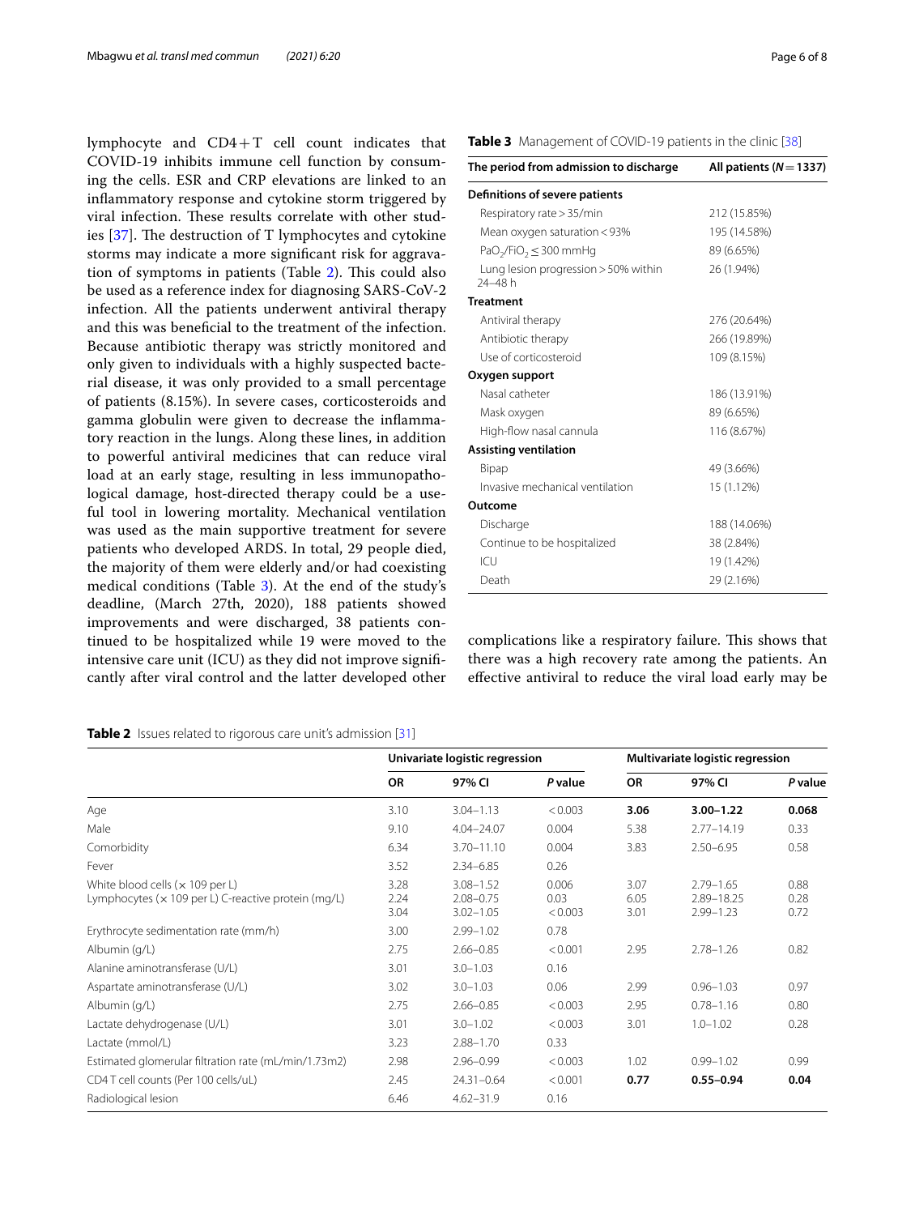lymphocyte and CD4+T cell count indicates that COVID-19 inhibits immune cell function by consuming the cells. ESR and CRP elevations are linked to an inflammatory response and cytokine storm triggered by viral infection. These results correlate with other studies [37]. The destruction of T lymphocytes and cytokine storms may indicate a more significant risk for aggravation of symptoms in patients (Table 2). This could also be used as a reference index for diagnosing SARS-CoV-2 infection. All the patients underwent antiviral therapy and this was beneficial to the treatment of the infection. Because antibiotic therapy was strictly monitored and only given to individuals with a highly suspected bacterial disease, it was only provided to a small percentage of patients (8.15%). In severe cases, corticosteroids and gamma globulin were given to decrease the inflammatory reaction in the lungs. Along these lines, in addition to powerful antiviral medicines that can reduce viral load at an early stage, resulting in less immunopathological damage, host-directed therapy could be a useful tool in lowering mortality. Mechanical ventilation was used as the main supportive treatment for severe patients who developed ARDS. In total, 29 people died, the majority of them were elderly and/or had coexisting medical conditions (Table 3). At the end of the study's deadline, (March 27th, 2020), 188 patients showed improvements and were discharged, 38 patients continued to be hospitalized while 19 were moved to the intensive care unit (ICU) as they did not improve significantly after viral control and the latter developed other complications like a respiratory failure. This shows that there was a high recovery rate among the patients. An effective antiviral to reduce the viral load early may be

**Table 3** Management of COVID-19 patients in the clinic [38]

| The period from admission to discharge | All patients ($N = 1337$) |
|---|---|
| **Definitions of severe patients** | |
| Respiratory rate > 35/min | 212 (15.85%) |
| Mean oxygen saturation < 93% | 195 (14.58%) |
| $PaO_2/FiO_2 \leq 300$ mmHg | 89 (6.65%) |
| Lung lesion progression > 50% within 24–48 h | 26 (1.94%) |
| **Treatment** | |
| Antiviral therapy | 276 (20.64%) |
| Antibiotic therapy | 266 (19.89%) |
| Use of corticosteroid | 109 (8.15%) |
| **Oxygen support** | |
| Nasal catheter | 186 (13.91%) |
| Mask oxygen | 89 (6.65%) |
| High-flow nasal cannula | 116 (8.67%) |
| **Assisting ventilation** | |
| Bipap | 49 (3.66%) |
| Invasive mechanical ventilation | 15 (1.12%) |
| **Outcome** | |
| Discharge | 188 (14.06%) |
| Continue to be hospitalized | 38 (2.84%) |
| ICU | 19 (1.42%) |
| Death | 29 (2.16%) |

**Table 2** Issues related to rigorous care unit's admission [31]

| | Univariate logistic regression | | | Multivariate logistic regression | | |
|---|---|---|---|---|---|---|
| | **OR** | **97% CI** | ***P* value** | **OR** | **97% CI** | ***P* value** |
| Age | 3.10 | 3.04–1.13 | < 0.003 | **3.06** | **3.00–1.22** | **0.068** |
| Male | 9.10 | 4.04–24.07 | 0.004 | 5.38 | 2.77–14.19 | 0.33 |
| Comorbidity | 6.34 | 3.70–11.10 | 0.004 | 3.83 | 2.50–6.95 | 0.58 |
| Fever | 3.52 | 2.34–6.85 | 0.26 | | | |
| White blood cells (× 109 per L) | 3.28 | 3.08–1.52 | 0.006 | 3.07 | 2.79–1.65 | 0.88 |
| Lymphocytes (× 109 per L) | 2.24 | 2.08–0.75 | 0.03 | 6.05 | 2.89–18.25 | 0.28 |
| C-reactive protein (mg/L) | 3.04 | 3.02–1.05 | < 0.003 | 3.01 | 2.99–1.23 | 0.72 |
| Erythrocyte sedimentation rate (mm/h) | 3.00 | 2.99–1.02 | 0.78 | | | |
| Albumin (g/L) | 2.75 | 2.66–0.85 | < 0.001 | 2.95 | 2.78–1.26 | 0.82 |
| Alanine aminotransferase (U/L) | 3.01 | 3.0–1.03 | 0.16 | | | |
| Aspartate aminotransferase (U/L) | 3.02 | 3.0–1.03 | 0.06 | 2.99 | 0.96–1.03 | 0.97 |
| Albumin (g/L) | 2.75 | 2.66–0.85 | < 0.003 | 2.95 | 0.78–1.16 | 0.80 |
| Lactate dehydrogenase (U/L) | 3.01 | 3.0–1.02 | < 0.003 | 3.01 | 1.0–1.02 | 0.28 |
| Lactate (mmol/L) | 3.23 | 2.88–1.70 | 0.33 | | | |
| Estimated glomerular filtration rate (mL/min/1.73m2) | 2.98 | 2.96–0.99 | < 0.003 | 1.02 | 0.99–1.02 | 0.99 |
| CD4 T cell counts (Per 100 cells/uL) | 2.45 | 24.31–0.64 | < 0.001 | **0.77** | **0.55–0.94** | **0.04** |
| Radiological lesion | 6.46 | 4.62–31.9 | 0.16 | | | |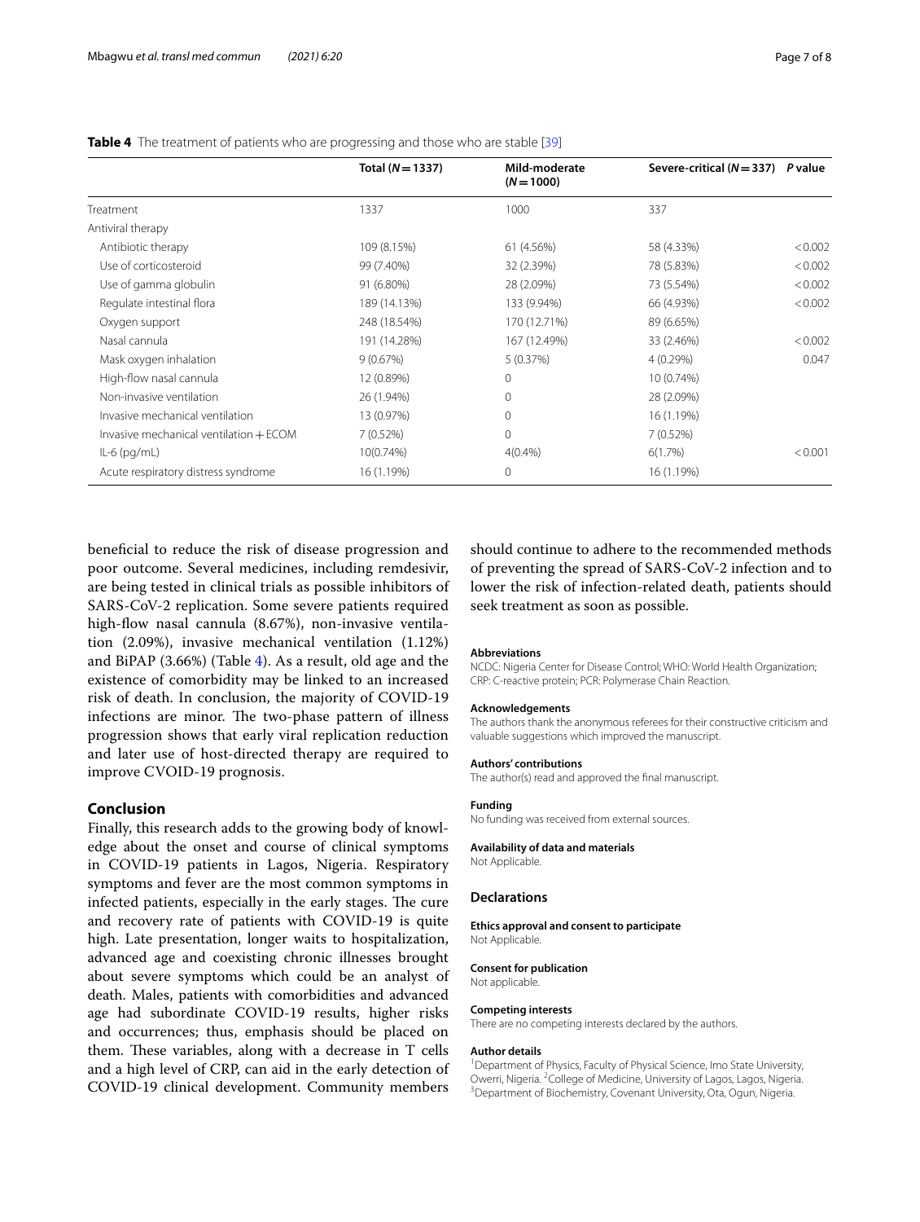**Table 4** The treatment of patients who are progressing and those who are stable [39]

| | Total (N = 1337) | Mild-moderate (N = 1000) | Severe-critical (N = 337) | P value |
|---|---|---|---|---|
| Treatment | 1337 | 1000 | 337 | |
| Antiviral therapy | | | | |
| Antibiotic therapy | 109 (8.15%) | 61 (4.56%) | 58 (4.33%) | < 0.002 |
| Use of corticosteroid | 99 (7.40%) | 32 (2.39%) | 78 (5.83%) | < 0.002 |
| Use of gamma globulin | 91 (6.80%) | 28 (2.09%) | 73 (5.54%) | < 0.002 |
| Regulate intestinal flora | 189 (14.13%) | 133 (9.94%) | 66 (4.93%) | < 0.002 |
| Oxygen support | 248 (18.54%) | 170 (12.71%) | 89 (6.65%) | |
| Nasal cannula | 191 (14.28%) | 167 (12.49%) | 33 (2.46%) | < 0.002 |
| Mask oxygen inhalation | 9 (0.67%) | 5 (0.37%) | 4 (0.29%) | 0.047 |
| High-flow nasal cannula | 12 (0.89%) | 0 | 10 (0.74%) | |
| Non-invasive ventilation | 26 (1.94%) | 0 | 28 (2.09%) | |
| Invasive mechanical ventilation | 13 (0.97%) | 0 | 16 (1.19%) | |
| Invasive mechanical ventilation + ECOM | 7 (0.52%) | 0 | 7 (0.52%) | |
| IL-6 (pg/mL) | 10(0.74%) | 4(0.4%) | 6(1.7%) | < 0.001 |
| Acute respiratory distress syndrome | 16 (1.19%) | 0 | 16 (1.19%) | |

beneficial to reduce the risk of disease progression and poor outcome. Several medicines, including remdesivir, are being tested in clinical trials as possible inhibitors of SARS-CoV-2 replication. Some severe patients required high-flow nasal cannula (8.67%), non-invasive ventilation (2.09%), invasive mechanical ventilation (1.12%) and BiPAP (3.66%) (Table 4). As a result, old age and the existence of comorbidity may be linked to an increased risk of death. In conclusion, the majority of COVID-19 infections are minor. The two-phase pattern of illness progression shows that early viral replication reduction and later use of host-directed therapy are required to improve CVOID-19 prognosis.

## Conclusion

Finally, this research adds to the growing body of knowledge about the onset and course of clinical symptoms in COVID-19 patients in Lagos, Nigeria. Respiratory symptoms and fever are the most common symptoms in infected patients, especially in the early stages. The cure and recovery rate of patients with COVID-19 is quite high. Late presentation, longer waits to hospitalization, advanced age and coexisting chronic illnesses brought about severe symptoms which could be an analyst of death. Males, patients with comorbidities and advanced age had subordinate COVID-19 results, higher risks and occurrences; thus, emphasis should be placed on them. These variables, along with a decrease in T cells and a high level of CRP, can aid in the early detection of COVID-19 clinical development. Community members should continue to adhere to the recommended methods of preventing the spread of SARS-CoV-2 infection and to lower the risk of infection-related death, patients should seek treatment as soon as possible.

**Abbreviations**
NCDC: Nigeria Center for Disease Control; WHO: World Health Organization; CRP: C-reactive protein; PCR: Polymerase Chain Reaction.

**Acknowledgements**
The authors thank the anonymous referees for their constructive criticism and valuable suggestions which improved the manuscript.

**Authors' contributions**
The author(s) read and approved the final manuscript.

**Funding**
No funding was received from external sources.

**Availability of data and materials**
Not Applicable.

### Declarations

**Ethics approval and consent to participate**
Not Applicable.

**Consent for publication**
Not applicable.

**Competing interests**
There are no competing interests declared by the authors.

**Author details**
[1]Department of Physics, Faculty of Physical Science, Imo State University, Owerri, Nigeria. [2]College of Medicine, University of Lagos, Lagos, Nigeria. [3]Department of Biochemistry, Covenant University, Ota, Ogun, Nigeria.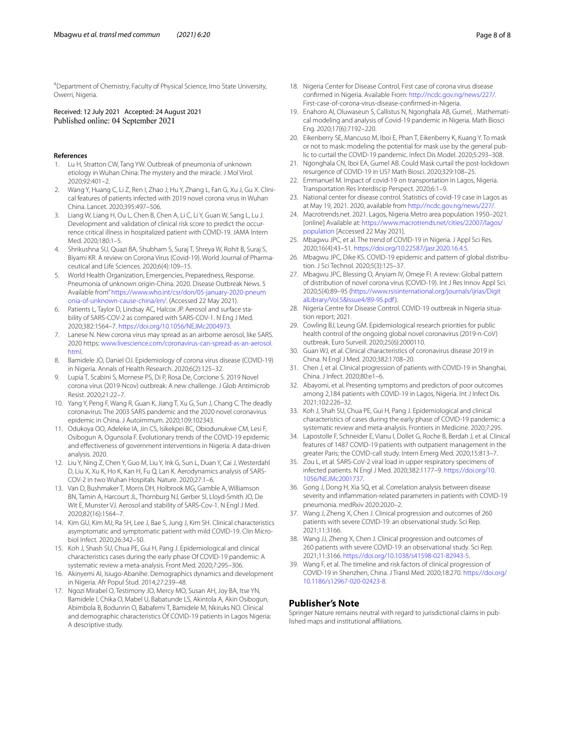[4]Department of Chemistry, Faculty of Physical Science, Imo State University, Owerri, Nigeria.

Received: 12 July 2021 Accepted: 24 August 2021
Published online: 04 September 2021

**References**

1. Lu H, Stratton CW, Tang YW. Outbreak of pneumonia of unknown etiology in Wuhan China: The mystery and the miracle. J Mol Virol. 2020;92:401–2.
2. Wang Y, Huang C, Li Z, Ren I, Zhao J, Hu Y, Zhang L, Fan G, Xu J, Gu X. Clinical features of patients infected with 2019 novel corona virus in Wuhan China. Lancet. 2020;395:497–506.
3. Liang W, Liang H, Ou L, Chen B, Chen A, Li C, Li Y, Guan W, Sang L, Lu J. Development and validation of clinical risk score to predict the occurrence critical illness in hospitalized patient with COVID-19. JAMA Intern Med. 2020;180:1–5.
4. Shrikushna SU, Quazi BA, Shubham S, Suraj T, Shreya W, Rohit B, Suraj S, Biyami KR. A review on Corona Virus (Covid-19). World Journal of Pharmaceutical and Life Sciences. 2020;6(4):109–15.
5. World Health Organization, Emergencies, Preparedness, Response. Pneumonia of unknown origin-China. 2020. Disease Outbreak News. 5 Available from" https://www.who.int/csr/don/05-january-2020-pneumonia-of-unknown-cause-china/en/. (Accessed 22 May 2021).
6. Patients L, Taylor D, Lindsay AC, Halcox JP. Aerosol and surface stability of SARS-COV-2 as compared with SARS-COV-1. N Eng J Med. 2020;382:1564–7. https://doi.org/10.1056/NEJMc2004973.
7. Lanese N. New corona virus may spread as an airborne aerosol, like SARS. 2020 https: www.livescience.com/coronavirus-can-spread-as-an-aerosol.html.
8. Bamidele JO, Daniel OJ. Epidemiology of corona virus disease (COVID-19) in Nigeria. Annals of Health Research. 2020;6(2):125–32.
9. Lupia T, Scabini S, Mornese PS, Di P, Rosa De, Corcione S. 2019 Novel corona virus (2019-Ncov) outbreak: A new challenge. J Glob Antimicrob Resist. 2020;21:22–7.
10. Yang Y, Peng F, Wang R, Guan K, Jiang T, Xu G, Sun J, Chang C. The deadly coronavirus: The 2003 SARS pandemic and the 2020 novel coronavirus epidemic in China. J Autoimmun. 2020;109:102343.
11. Odukoya OO, Adeleke IA, Jin CS, Isikekpei BC, Obiodunukwe CM, Lesi F, Osibogun A, Ogunsola F. Evolutionary trends of the COVID-19 epidemic and effectiveness of government interventions in Nigeria: A data-driven analysis. 2020.
12. Liu Y, Ning Z, Chen Y, Guo M, Liu Y, Ink G, Sun L, Duan Y, Cai J, Westerdahl D, Liu X, Xu K, Ho K, Kan H, Fu Q, Lan K. Aerodynamics analysis of SARS-COV-2 in two Wuhan Hospitals. Nature. 2020;27:1–6.
13. Van D, Bushmaker T, Morris DH, Holbrook MG, Gamble A, Williamson BN, Tamin A, Harcourt JL, Thornburg NJ, Gerber SI, Lloyd-Smith JO, De Wit E, Munster VJ. Aerosol and stability of SARS-Cov-1. N Engl J Med. 2020;82(16):1564–7.
14. Kim GU, Kim MJ, Ra SH, Lee J, Bae S, Jung J, Kim SH. Clinical characteristics asymptomatic and symptomatic patient with mild COVID-19. Clin Microbiol Infect. 2020;26:342–50.
15. Koh J, Shash SU, Chua PE, Gui H, Pang J. Epidemiological and clinical characteristics cases during the early phase Of COVID-19 pandemic: A systematic review a meta-analysis. Front Med. 2020;7:295–306.
16. Akinyemi AI, Isiugo-Abanihe. Demographics dynamics and development in Nigeria. Afr Popul Stud. 2014;27:239–48.
17. Ngozi Mirabel O, Testimony JO, Mercy MO, Susan AH, Joy BA, Itse YN, Bamidele I, Chika O, Mabel U, Babatunde LS, Akintola A, Akin Osibogun, Abimbola B, Bodunrin O, Babafemi T, Bamidele M, Nkiruks NO. Clinical and demographic characteristics Of COVID-19 patients in Lagos Nigeria: A descriptive study.
18. Nigeria Center for Disease Control, First case of corona virus disease confirmed in Nigeria. Available From: http://ncdc.gov.ng/news/227/. First-case-of-corona-virus-disease-confirmed-in-Nigeria.
19. Enahoro AI, Oluwaseun S, Callistus N, Ngonghala AB, Gumel, . Mathematical modeling and analysis of Covid-19 pandemic in Nigeria. Math Biosci Eng. 2020;17(6):7192–220.
20. Eikenberry SE, Mancuso M, Iboi E, Phan T, Eikenberry K, Kuang Y. To mask or not to mask: modeling the potential for mask use by the general public to curtail the COVID-19 pandemic. Infect Dis Model. 2020;5:293–308.
21. Ngonghala CN, Iboi EA, Gumel AB. Could Mask curtail the post-lockdown resurgence of COVID-19 in US? Math Biosci. 2020;329:108–25.
22. Emmanuel M. Impact of covid-19 on transportation in Lagos, Nigeria. Transportation Res Interdiscip Perspect. 2020;6:1–9.
23. National center for disease control. Statistics of covid-19 case in Lagos as at May 19, 2021. 2020, available from http://ncdc.gov.ng/news/227/.
24. Macrotrends.net. 2021. Lagos, Nigeria Metro area population 1950–2021. [online] Available at: https://www.macrotrends.net/cities/22007/lagos/population [Accessed 22 May 2021].
25. Mbagwu JPC, et al. The trend of COVID-19 in Nigeria. J Appl Sci Res. 2020;16(4):43–51. https://doi.org/10.22587/jasr.2020.16.4.5.
26. Mbagwu JPC, Dike KS. COVID-19 epidemic and pattern of global distribution. J Sci Technol. 2020;5(3):125–37.
27. Mbagwu JPC, Blessing O, Anyiam IV, Omeje FI. A review: Global pattern of distribution of novel corona virus (COVID-19). Int J Res Innov Appl Sci. 2020;5(4):89–95 (https://www.rsisinternational.org/journals/ijrias/DigitalLibrary/Vol.5&Issue4/89-95.pdf).
28. Nigeria Centre for Disease Control. COVID-19 outbreak in Nigeria situation report; 2021.
29. Cowling BJ, Leung GM. Epidemiological research priorities for public health control of the ongoing global novel coronavirus (2019-n-CoV) outbreak. Euro Surveill. 2020;25(6):2000110.
30. Guan WJ, et al. Clinical characteristics of coronavirus disease 2019 in China. N Engl J Med. 2020;382:1708–20.
31. Chen J, et al. Clinical progression of patients with COVID-19 in Shanghai, China. J Infect. 2020;80:e1–6.
32. Abayomi, et al. Presenting symptoms and predictors of poor outcomes among 2,184 patients with COVID-19 in Lagos, Nigeria. Int J Infect Dis. 2021;102:226–32.
33. Koh J, Shah SU, Chua PE, Gui H, Pang J. Epidemiological and clinical characteristics of cases during the early phase of COVID-19 pandemic: a systematic review and meta-analysis. Frontiers in Medicine. 2020;7:295.
34. Lapostolle F, Schneider E, Vianu I, Dollet G, Roche B, Berdah J, et al. Clinical features of 1487 COVID-19 patients with outpatient management in the greater Paris; the COVID-call study. Intern Emerg Med. 2020;15:813–7.
35. Zou L, et al. SARS-CoV-2 viral load in upper respiratory specimens of infected patients. N Engl J Med. 2020;382:1177–9. https://doi.org/10.1056/NEJMc2001737.
36. Gong J, Dong H, Xia SQ, et al. Correlation analysis between disease severity and inflammation-related parameters in patients with COVID-19 pneumonia. medRxiv 2020:2020–2.
37. Wang J, Zheng X, Chen J. Clinical progression and outcomes of 260 patients with severe COVID-19: an observational study. Sci Rep. 2021;11:3166.
38. Wang JJ, Zheng X, Chen J. Clinical progression and outcomes of 260 patients with severe COVID-19: an observational study. Sci Rep. 2021;11:3166. https://doi.org/10.1038/s41598-021-82943-5.
39. Wang F, et al. The timeline and risk factors of clinical progression of COVID-19 in Shenzhen, China. J Transl Med. 2020;18:270. https://doi.org/10.1186/s12967-020-02423-8.

## Publisher's Note

Springer Nature remains neutral with regard to jurisdictional claims in published maps and institutional affiliations.